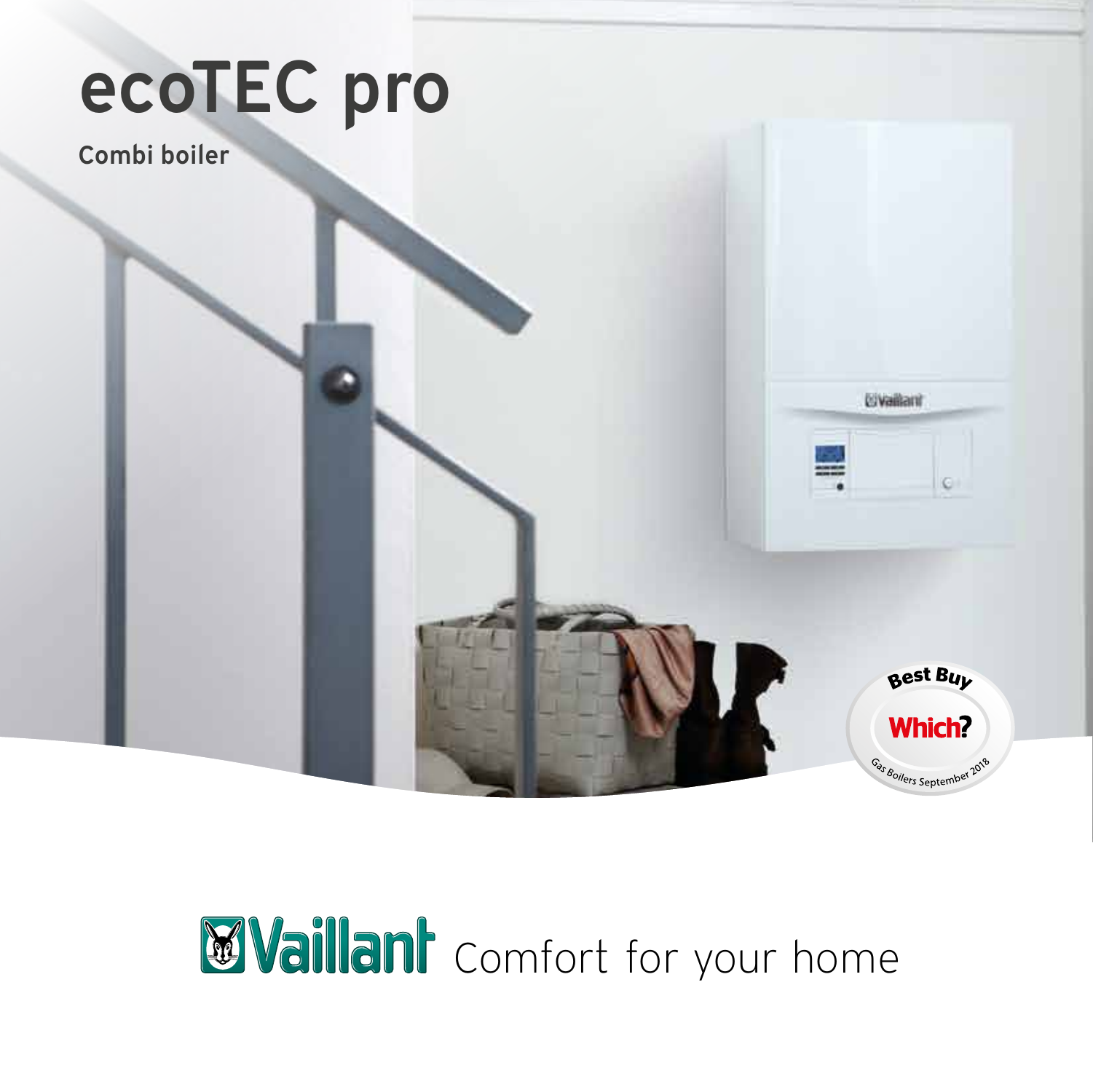# ecoTEC pro

## Combi boiler

Best Buy
Which?
Gas Boilers September 2018

Vaillant Comfort for your home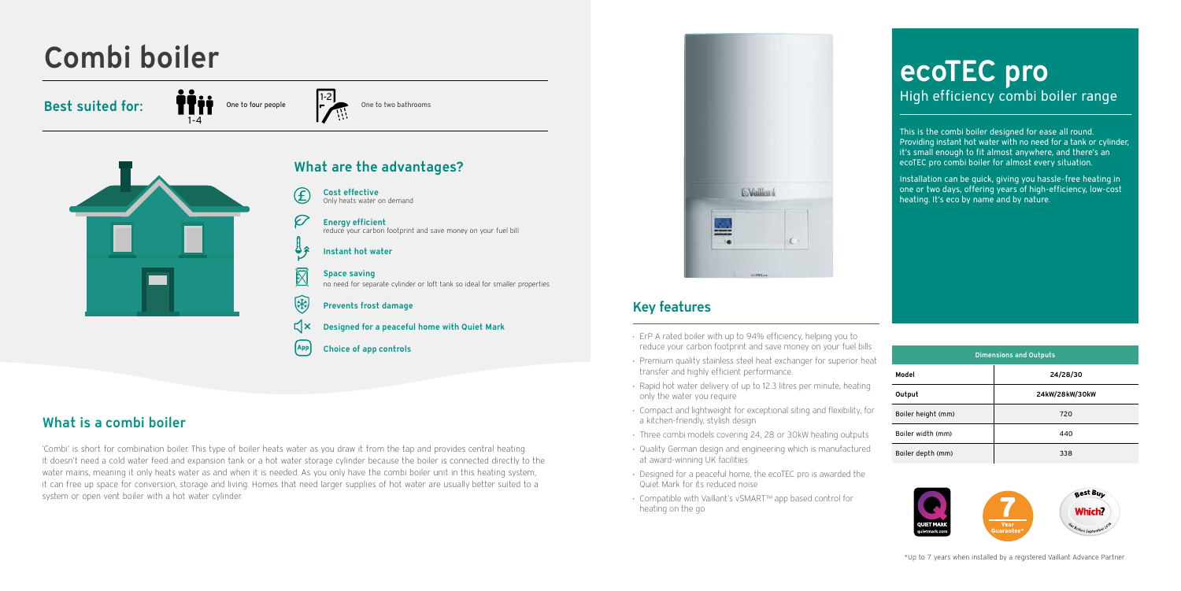# Combi boiler

**Best suited for:** 1-4 One to four people 1-2 One to two bathrooms

## What are the advantages?

- **Cost effective**
  Only heats water on demand
- **Energy efficient**
  reduce your carbon footprint and save money on your fuel bill
- **Instant hot water**
- **Space saving**
  no need for separate cylinder or loft tank so ideal for smaller properties
- **Prevents frost damage**
- **Designed for a peaceful home with Quiet Mark**
- **Choice of app controls**

## What is a combi boiler

'Combi' is short for combination boiler. This type of boiler heats water as you draw it from the tap and provides central heating. It doesn't need a cold water feed and expansion tank or a hot water storage cylinder because the boiler is connected directly to the water mains, meaning it only heats water as and when it is needed. As you only have the combi boiler unit in this heating system, it can free up space for conversion, storage and living. Homes that need larger supplies of hot water are usually better suited to a system or open vent boiler with a hot water cylinder.

## Key features

- ErP A rated boiler with up to 94% efficiency, helping you to reduce your carbon footprint and save money on your fuel bills
- Premium quality stainless steel heat exchanger for superior heat transfer and highly efficient performance
- Rapid hot water delivery of up to 12.3 litres per minute, heating only the water you require
- Compact and lightweight for exceptional siting and flexibility, for a kitchen-friendly, stylish design
- Three combi models covering 24, 28 or 30kW heating outputs
- Quality German design and engineering which is manufactured at award-winning UK facilities
- Designed for a peaceful home, the ecoTEC pro is awarded the Quiet Mark for its reduced noise
- Compatible with Vaillant's vSMART™ app based control for heating on the go

# ecoTEC pro

## High efficiency combi boiler range

This is the combi boiler designed for ease all round. Providing instant hot water with no need for a tank or cylinder, it's small enough to fit almost anywhere, and there's an ecoTEC pro combi boiler for almost every situation.

Installation can be quick, giving you hassle-free heating in one or two days, offering years of high-efficiency, low-cost heating. It's eco by name and by nature.

| Dimensions and Outputs | |
|---|---|
| Model | 24/28/30 |
| Output | 24kW/28kW/30kW |
| Boiler height (mm) | 720 |
| Boiler width (mm) | 440 |
| Boiler depth (mm) | 338 |

QUIET MARK quietmark.com

7 Year Guarantee*

Best Buy Which?

*Up to 7 years when installed by a registered Vaillant Advance Partner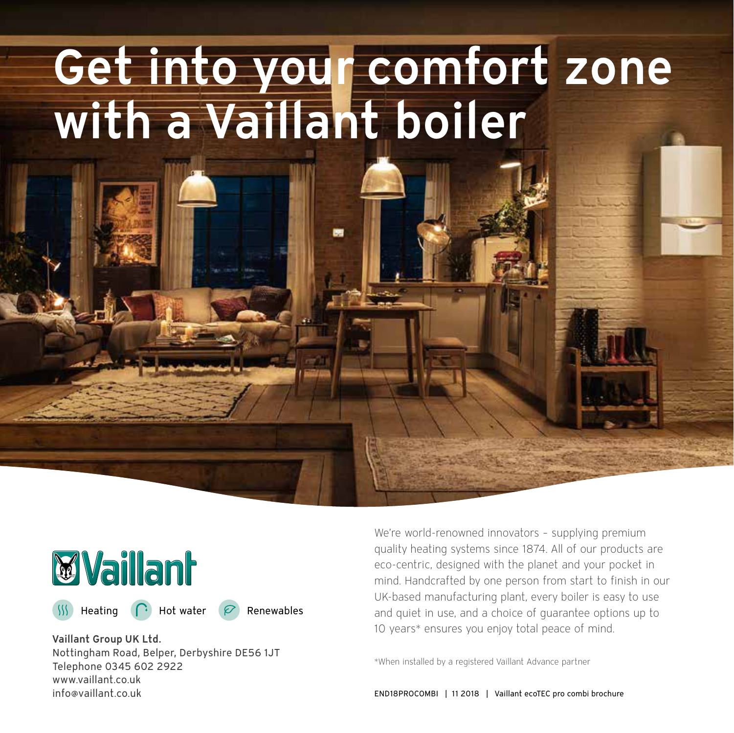# Get into your comfort zone with a Vaillant boiler

Vaillant

Heating Hot water Renewables

**Vaillant Group UK Ltd.**
Nottingham Road, Belper, Derbyshire DE56 1JT
Telephone 0345 602 2922
www.vaillant.co.uk
info@vaillant.co.uk

We're world-renowned innovators – supplying premium quality heating systems since 1874. All of our products are eco-centric, designed with the planet and your pocket in mind. Handcrafted by one person from start to finish in our UK-based manufacturing plant, every boiler is easy to use and quiet in use, and a choice of guarantee options up to 10 years* ensures you enjoy total peace of mind.

*When installed by a registered Vaillant Advance partner

END18PROCOMBI | 11 2018 | Vaillant ecoTEC pro combi brochure